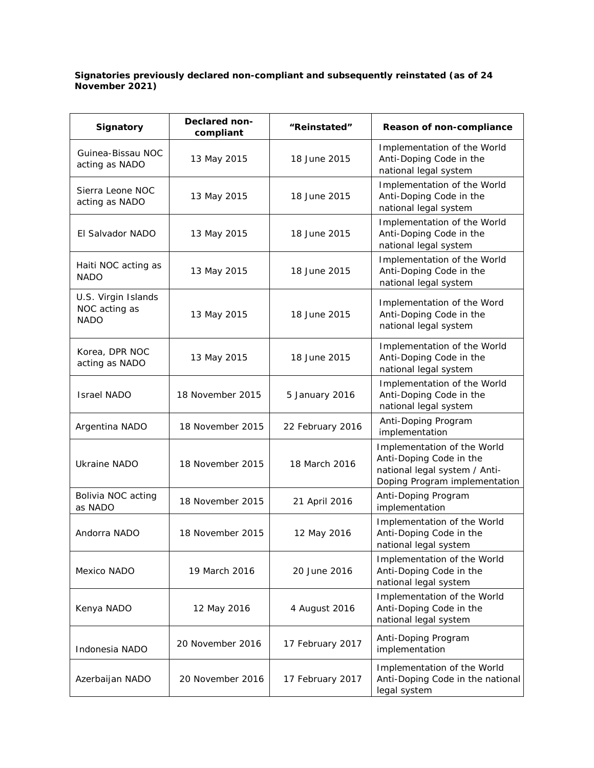**Signatories previously declared non-compliant and subsequently reinstated (as of 24 November 2021)**

| Signatory | Declared non-compliant | "Reinstated" | Reason of non-compliance |
|---|---|---|---|
| Guinea-Bissau NOC acting as NADO | 13 May 2015 | 18 June 2015 | Implementation of the World Anti-Doping Code in the national legal system |
| Sierra Leone NOC acting as NADO | 13 May 2015 | 18 June 2015 | Implementation of the World Anti-Doping Code in the national legal system |
| El Salvador NADO | 13 May 2015 | 18 June 2015 | Implementation of the World Anti-Doping Code in the national legal system |
| Haiti NOC acting as NADO | 13 May 2015 | 18 June 2015 | Implementation of the World Anti-Doping Code in the national legal system |
| U.S. Virgin Islands NOC acting as NADO | 13 May 2015 | 18 June 2015 | Implementation of the Word Anti-Doping Code in the national legal system |
| Korea, DPR NOC acting as NADO | 13 May 2015 | 18 June 2015 | Implementation of the World Anti-Doping Code in the national legal system |
| Israel NADO | 18 November 2015 | 5 January 2016 | Implementation of the World Anti-Doping Code in the national legal system |
| Argentina NADO | 18 November 2015 | 22 February 2016 | Anti-Doping Program implementation |
| Ukraine NADO | 18 November 2015 | 18 March 2016 | Implementation of the World Anti-Doping Code in the national legal system / Anti-Doping Program implementation |
| Bolivia NOC acting as NADO | 18 November 2015 | 21 April 2016 | Anti-Doping Program implementation |
| Andorra NADO | 18 November 2015 | 12 May 2016 | Implementation of the World Anti-Doping Code in the national legal system |
| Mexico NADO | 19 March 2016 | 20 June 2016 | Implementation of the World Anti-Doping Code in the national legal system |
| Kenya NADO | 12 May 2016 | 4 August 2016 | Implementation of the World Anti-Doping Code in the national legal system |
| Indonesia NADO | 20 November 2016 | 17 February 2017 | Anti-Doping Program implementation |
| Azerbaijan NADO | 20 November 2016 | 17 February 2017 | Implementation of the World Anti-Doping Code in the national legal system |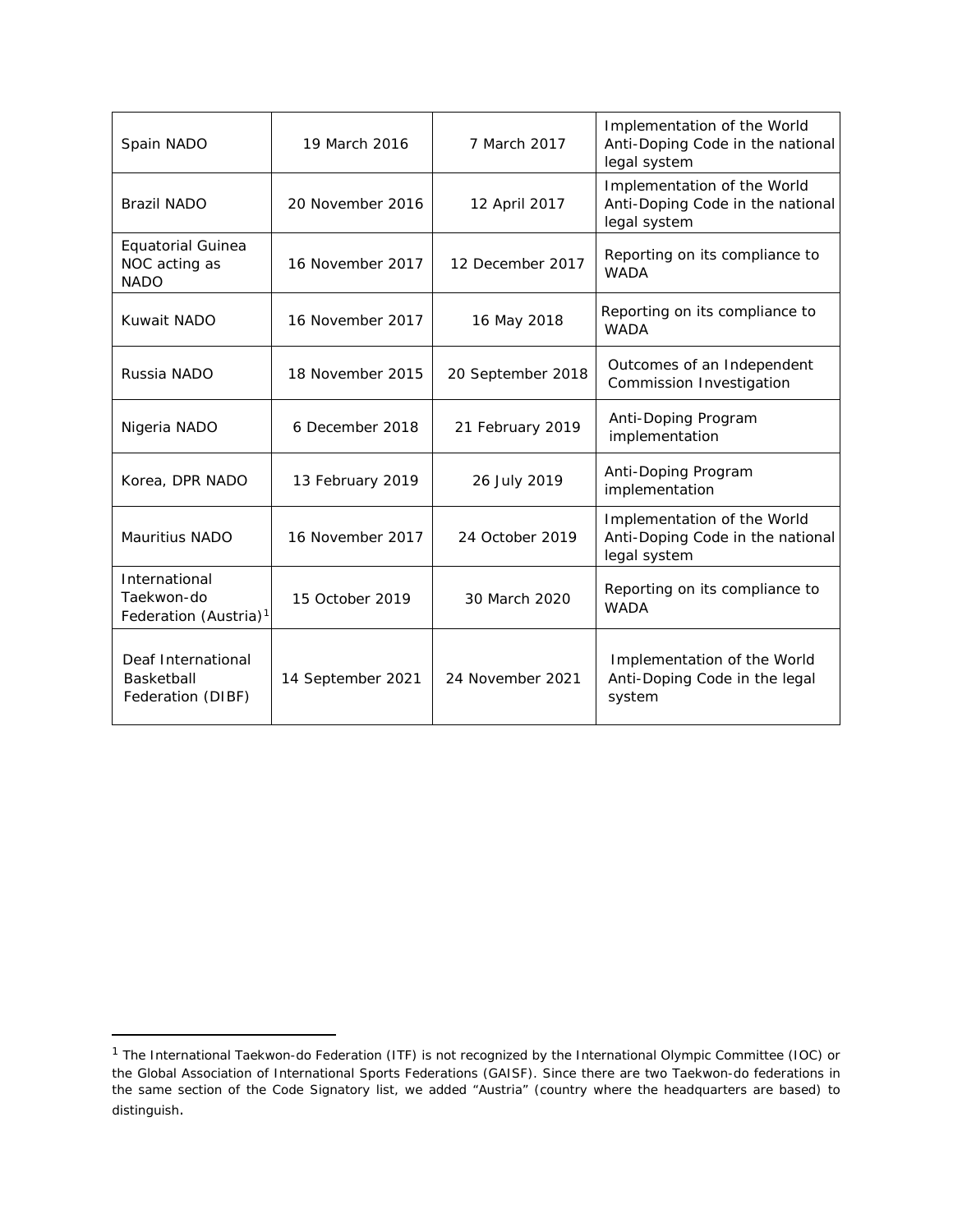| | | | |
|---|---|---|---|
| Spain NADO | 19 March 2016 | 7 March 2017 | Implementation of the World Anti-Doping Code in the national legal system |
| Brazil NADO | 20 November 2016 | 12 April 2017 | Implementation of the World Anti-Doping Code in the national legal system |
| Equatorial Guinea NOC acting as NADO | 16 November 2017 | 12 December 2017 | Reporting on its compliance to WADA |
| Kuwait NADO | 16 November 2017 | 16 May 2018 | Reporting on its compliance to WADA |
| Russia NADO | 18 November 2015 | 20 September 2018 | Outcomes of an Independent Commission Investigation |
| Nigeria NADO | 6 December 2018 | 21 February 2019 | Anti-Doping Program implementation |
| Korea, DPR NADO | 13 February 2019 | 26 July 2019 | Anti-Doping Program implementation |
| Mauritius NADO | 16 November 2017 | 24 October 2019 | Implementation of the World Anti-Doping Code in the national legal system |
| International Taekwon-do Federation (Austria)[1] | 15 October 2019 | 30 March 2020 | Reporting on its compliance to WADA |
| Deaf International Basketball Federation (DIBF) | 14 September 2021 | 24 November 2021 | Implementation of the World Anti-Doping Code in the legal system |

[1] The International Taekwon-do Federation (ITF) is not recognized by the International Olympic Committee (IOC) or the Global Association of International Sports Federations (GAISF). Since there are two Taekwon-do federations in the same section of the Code Signatory list, we added "Austria" (country where the headquarters are based) to distinguish.